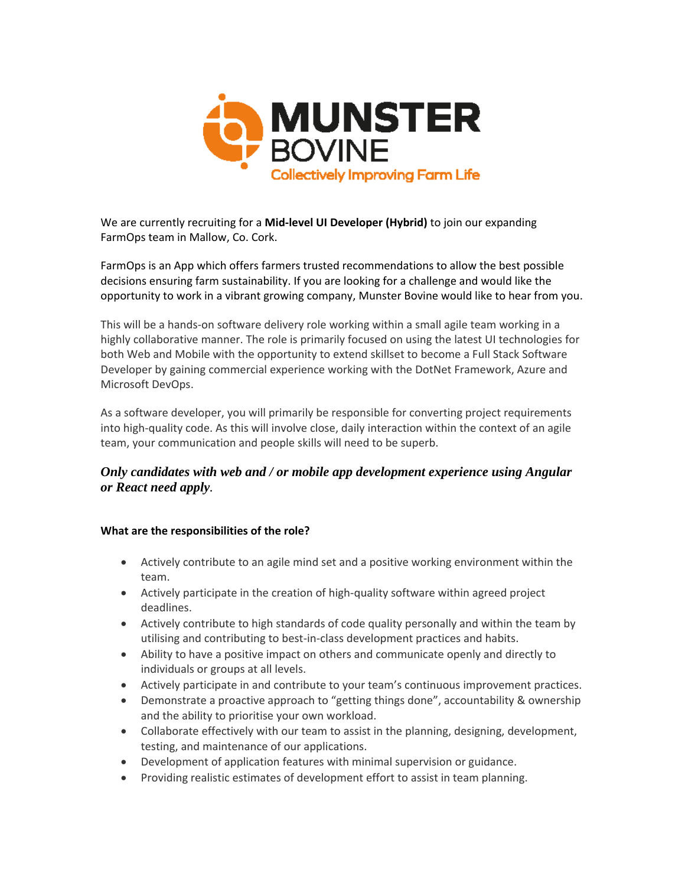We are currently recruiting for a **Mid-level UI Developer (Hybrid)** to join our expanding FarmOps team in Mallow, Co. Cork.

FarmOps is an App which offers farmers trusted recommendations to allow the best possible decisions ensuring farm sustainability. If you are looking for a challenge and would like the opportunity to work in a vibrant growing company, Munster Bovine would like to hear from you.

This will be a hands-on software delivery role working within a small agile team working in a highly collaborative manner. The role is primarily focused on using the latest UI technologies for both Web and Mobile with the opportunity to extend skillset to become a Full Stack Software Developer by gaining commercial experience working with the DotNet Framework, Azure and Microsoft DevOps.

As a software developer, you will primarily be responsible for converting project requirements into high-quality code. As this will involve close, daily interaction within the context of an agile team, your communication and people skills will need to be superb.

***Only candidates with web and / or mobile app development experience using Angular or React need apply.***

**What are the responsibilities of the role?**

- Actively contribute to an agile mind set and a positive working environment within the team.
- Actively participate in the creation of high-quality software within agreed project deadlines.
- Actively contribute to high standards of code quality personally and within the team by utilising and contributing to best-in-class development practices and habits.
- Ability to have a positive impact on others and communicate openly and directly to individuals or groups at all levels.
- Actively participate in and contribute to your team's continuous improvement practices.
- Demonstrate a proactive approach to "getting things done", accountability & ownership and the ability to prioritise your own workload.
- Collaborate effectively with our team to assist in the planning, designing, development, testing, and maintenance of our applications.
- Development of application features with minimal supervision or guidance.
- Providing realistic estimates of development effort to assist in team planning.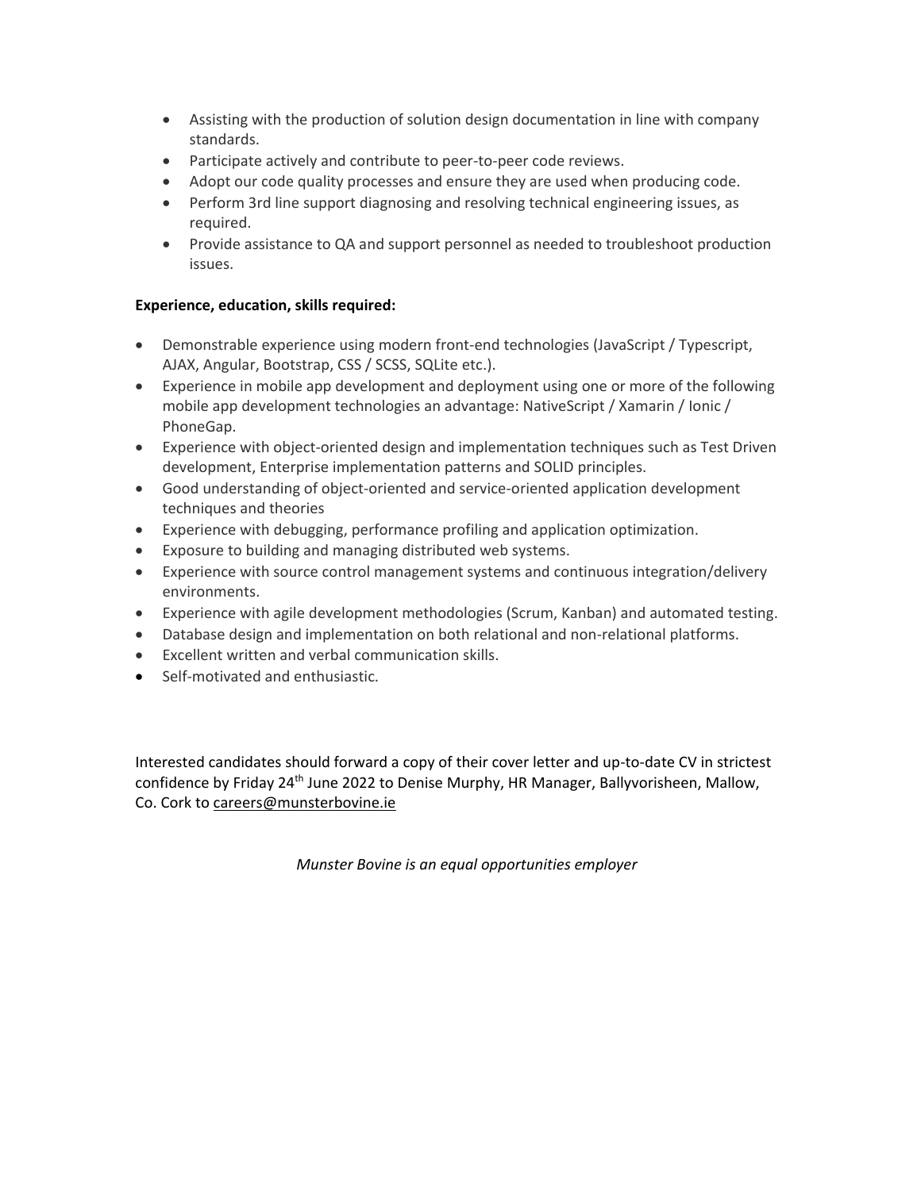- Assisting with the production of solution design documentation in line with company standards.
- Participate actively and contribute to peer-to-peer code reviews.
- Adopt our code quality processes and ensure they are used when producing code.
- Perform 3rd line support diagnosing and resolving technical engineering issues, as required.
- Provide assistance to QA and support personnel as needed to troubleshoot production issues.

**Experience, education, skills required:**

- Demonstrable experience using modern front-end technologies (JavaScript / Typescript, AJAX, Angular, Bootstrap, CSS / SCSS, SQLite etc.).
- Experience in mobile app development and deployment using one or more of the following mobile app development technologies an advantage: NativeScript / Xamarin / Ionic / PhoneGap.
- Experience with object-oriented design and implementation techniques such as Test Driven development, Enterprise implementation patterns and SOLID principles.
- Good understanding of object-oriented and service-oriented application development techniques and theories
- Experience with debugging, performance profiling and application optimization.
- Exposure to building and managing distributed web systems.
- Experience with source control management systems and continuous integration/delivery environments.
- Experience with agile development methodologies (Scrum, Kanban) and automated testing.
- Database design and implementation on both relational and non-relational platforms.
- Excellent written and verbal communication skills.
- Self-motivated and enthusiastic.

Interested candidates should forward a copy of their cover letter and up-to-date CV in strictest confidence by Friday 24th June 2022 to Denise Murphy, HR Manager, Ballyvorisheen, Mallow, Co. Cork to careers@munsterbovine.ie

*Munster Bovine is an equal opportunities employer*